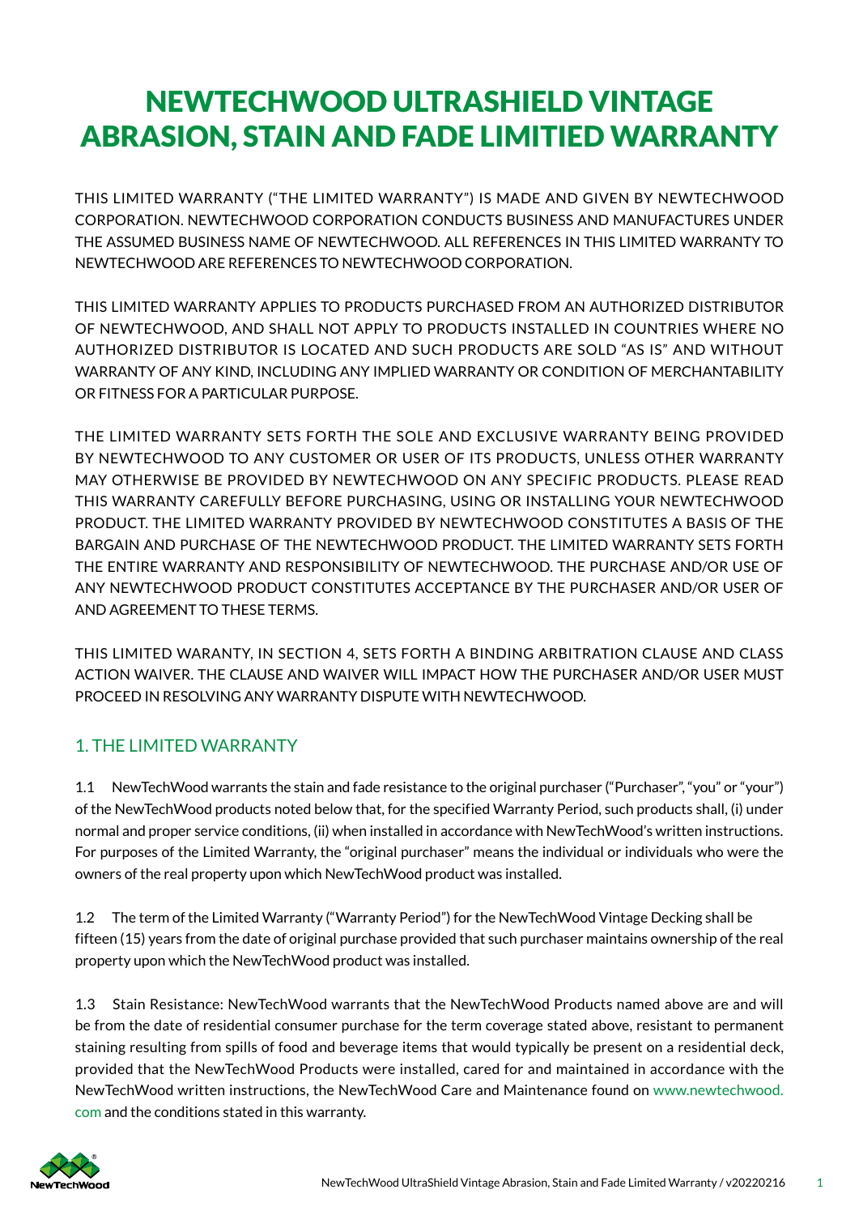# NEWTECHWOOD ULTRASHIELD VINTAGE ABRASION, STAIN AND FADE LIMITIED WARRANTY

THIS LIMITED WARRANTY ("THE LIMITED WARRANTY") IS MADE AND GIVEN BY NEWTECHWOOD CORPORATION. NEWTECHWOOD CORPORATION CONDUCTS BUSINESS AND MANUFACTURES UNDER THE ASSUMED BUSINESS NAME OF NEWTECHWOOD. ALL REFERENCES IN THIS LIMITED WARRANTY TO NEWTECHWOOD ARE REFERENCES TO NEWTECHWOOD CORPORATION.

THIS LIMITED WARRANTY APPLIES TO PRODUCTS PURCHASED FROM AN AUTHORIZED DISTRIBUTOR OF NEWTECHWOOD, AND SHALL NOT APPLY TO PRODUCTS INSTALLED IN COUNTRIES WHERE NO AUTHORIZED DISTRIBUTOR IS LOCATED AND SUCH PRODUCTS ARE SOLD "AS IS" AND WITHOUT WARRANTY OF ANY KIND, INCLUDING ANY IMPLIED WARRANTY OR CONDITION OF MERCHANTABILITY OR FITNESS FOR A PARTICULAR PURPOSE.

THE LIMITED WARRANTY SETS FORTH THE SOLE AND EXCLUSIVE WARRANTY BEING PROVIDED BY NEWTECHWOOD TO ANY CUSTOMER OR USER OF ITS PRODUCTS, UNLESS OTHER WARRANTY MAY OTHERWISE BE PROVIDED BY NEWTECHWOOD ON ANY SPECIFIC PRODUCTS. PLEASE READ THIS WARRANTY CAREFULLY BEFORE PURCHASING, USING OR INSTALLING YOUR NEWTECHWOOD PRODUCT. THE LIMITED WARRANTY PROVIDED BY NEWTECHWOOD CONSTITUTES A BASIS OF THE BARGAIN AND PURCHASE OF THE NEWTECHWOOD PRODUCT. THE LIMITED WARRANTY SETS FORTH THE ENTIRE WARRANTY AND RESPONSIBILITY OF NEWTECHWOOD. THE PURCHASE AND/OR USE OF ANY NEWTECHWOOD PRODUCT CONSTITUTES ACCEPTANCE BY THE PURCHASER AND/OR USER OF AND AGREEMENT TO THESE TERMS.

THIS LIMITED WARANTY, IN SECTION 4, SETS FORTH A BINDING ARBITRATION CLAUSE AND CLASS ACTION WAIVER. THE CLAUSE AND WAIVER WILL IMPACT HOW THE PURCHASER AND/OR USER MUST PROCEED IN RESOLVING ANY WARRANTY DISPUTE WITH NEWTECHWOOD.

## 1. THE LIMITED WARRANTY

1.1 NewTechWood warrants the stain and fade resistance to the original purchaser ("Purchaser", "you" or "your") of the NewTechWood products noted below that, for the specified Warranty Period, such products shall, (i) under normal and proper service conditions, (ii) when installed in accordance with NewTechWood's written instructions. For purposes of the Limited Warranty, the "original purchaser" means the individual or individuals who were the owners of the real property upon which NewTechWood product was installed.

1.2 The term of the Limited Warranty ("Warranty Period") for the NewTechWood Vintage Decking shall be fifteen (15) years from the date of original purchase provided that such purchaser maintains ownership of the real property upon which the NewTechWood product was installed.

1.3 Stain Resistance: NewTechWood warrants that the NewTechWood Products named above are and will be from the date of residential consumer purchase for the term coverage stated above, resistant to permanent staining resulting from spills of food and beverage items that would typically be present on a residential deck, provided that the NewTechWood Products were installed, cared for and maintained in accordance with the NewTechWood written instructions, the NewTechWood Care and Maintenance found on www.newtechwood.com and the conditions stated in this warranty.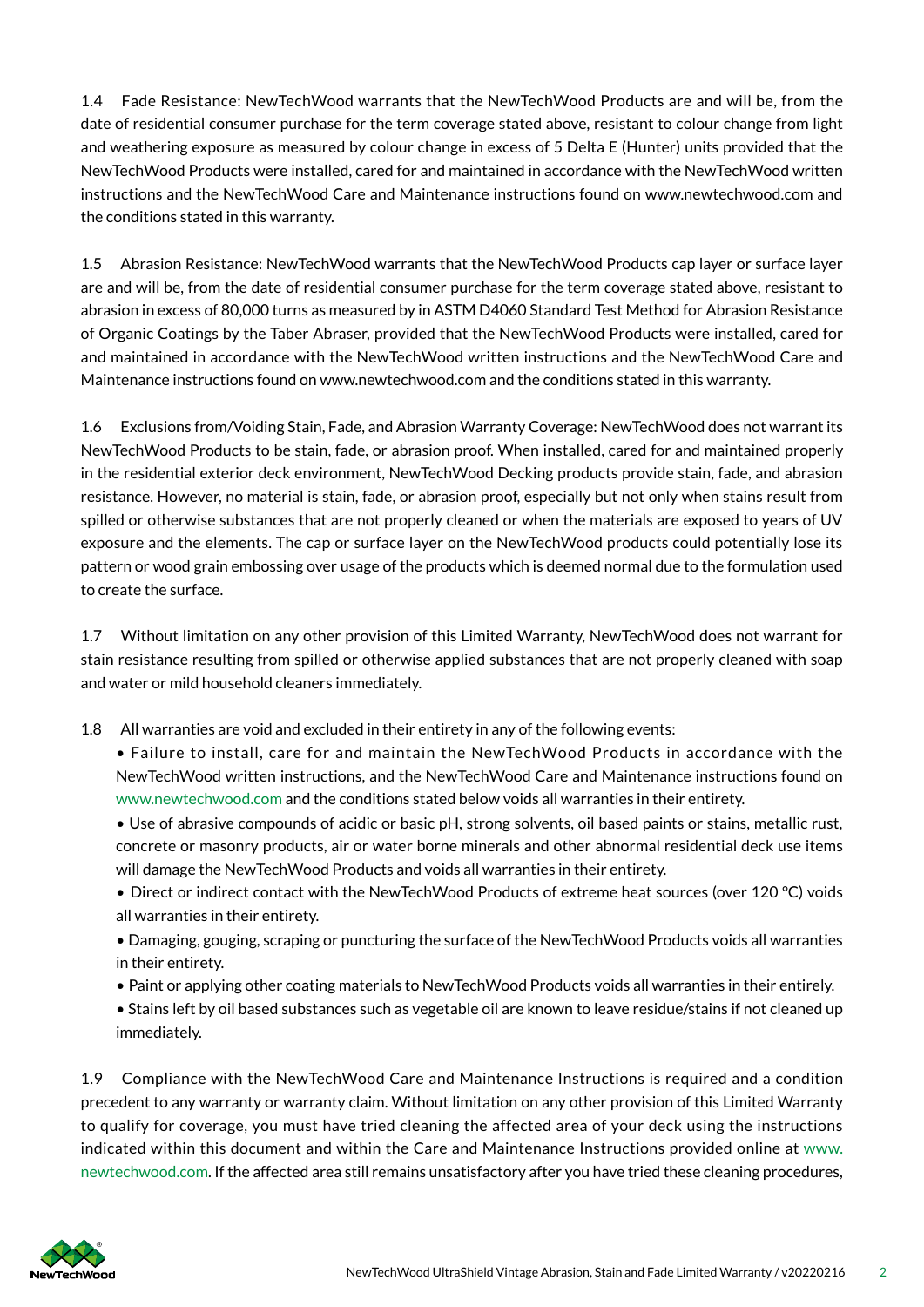1.4 Fade Resistance: NewTechWood warrants that the NewTechWood Products are and will be, from the date of residential consumer purchase for the term coverage stated above, resistant to colour change from light and weathering exposure as measured by colour change in excess of 5 Delta E (Hunter) units provided that the NewTechWood Products were installed, cared for and maintained in accordance with the NewTechWood written instructions and the NewTechWood Care and Maintenance instructions found on www.newtechwood.com and the conditions stated in this warranty.

1.5 Abrasion Resistance: NewTechWood warrants that the NewTechWood Products cap layer or surface layer are and will be, from the date of residential consumer purchase for the term coverage stated above, resistant to abrasion in excess of 80,000 turns as measured by in ASTM D4060 Standard Test Method for Abrasion Resistance of Organic Coatings by the Taber Abraser, provided that the NewTechWood Products were installed, cared for and maintained in accordance with the NewTechWood written instructions and the NewTechWood Care and Maintenance instructions found on www.newtechwood.com and the conditions stated in this warranty.

1.6 Exclusions from/Voiding Stain, Fade, and Abrasion Warranty Coverage: NewTechWood does not warrant its NewTechWood Products to be stain, fade, or abrasion proof. When installed, cared for and maintained properly in the residential exterior deck environment, NewTechWood Decking products provide stain, fade, and abrasion resistance. However, no material is stain, fade, or abrasion proof, especially but not only when stains result from spilled or otherwise substances that are not properly cleaned or when the materials are exposed to years of UV exposure and the elements. The cap or surface layer on the NewTechWood products could potentially lose its pattern or wood grain embossing over usage of the products which is deemed normal due to the formulation used to create the surface.

1.7 Without limitation on any other provision of this Limited Warranty, NewTechWood does not warrant for stain resistance resulting from spilled or otherwise applied substances that are not properly cleaned with soap and water or mild household cleaners immediately.

1.8 All warranties are void and excluded in their entirety in any of the following events:

- Failure to install, care for and maintain the NewTechWood Products in accordance with the NewTechWood written instructions, and the NewTechWood Care and Maintenance instructions found on www.newtechwood.com and the conditions stated below voids all warranties in their entirety.
- Use of abrasive compounds of acidic or basic pH, strong solvents, oil based paints or stains, metallic rust, concrete or masonry products, air or water borne minerals and other abnormal residential deck use items will damage the NewTechWood Products and voids all warranties in their entirety.
- Direct or indirect contact with the NewTechWood Products of extreme heat sources (over 120 °C) voids all warranties in their entirety.
- Damaging, gouging, scraping or puncturing the surface of the NewTechWood Products voids all warranties in their entirety.
- Paint or applying other coating materials to NewTechWood Products voids all warranties in their entirely.
- Stains left by oil based substances such as vegetable oil are known to leave residue/stains if not cleaned up immediately.

1.9 Compliance with the NewTechWood Care and Maintenance Instructions is required and a condition precedent to any warranty or warranty claim. Without limitation on any other provision of this Limited Warranty to qualify for coverage, you must have tried cleaning the affected area of your deck using the instructions indicated within this document and within the Care and Maintenance Instructions provided online at www.newtechwood.com. If the affected area still remains unsatisfactory after you have tried these cleaning procedures,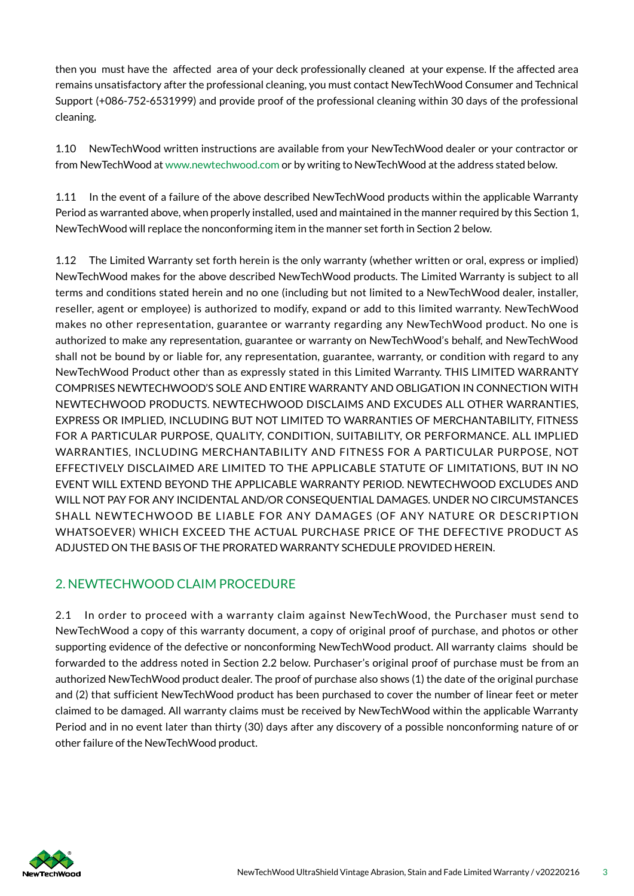then you must have the affected area of your deck professionally cleaned at your expense. If the affected area remains unsatisfactory after the professional cleaning, you must contact NewTechWood Consumer and Technical Support (+086-752-6531999) and provide proof of the professional cleaning within 30 days of the professional cleaning.

1.10 NewTechWood written instructions are available from your NewTechWood dealer or your contractor or from NewTechWood at www.newtechwood.com or by writing to NewTechWood at the address stated below.

1.11 In the event of a failure of the above described NewTechWood products within the applicable Warranty Period as warranted above, when properly installed, used and maintained in the manner required by this Section 1, NewTechWood will replace the nonconforming item in the manner set forth in Section 2 below.

1.12 The Limited Warranty set forth herein is the only warranty (whether written or oral, express or implied) NewTechWood makes for the above described NewTechWood products. The Limited Warranty is subject to all terms and conditions stated herein and no one (including but not limited to a NewTechWood dealer, installer, reseller, agent or employee) is authorized to modify, expand or add to this limited warranty. NewTechWood makes no other representation, guarantee or warranty regarding any NewTechWood product. No one is authorized to make any representation, guarantee or warranty on NewTechWood's behalf, and NewTechWood shall not be bound by or liable for, any representation, guarantee, warranty, or condition with regard to any NewTechWood Product other than as expressly stated in this Limited Warranty. THIS LIMITED WARRANTY COMPRISES NEWTECHWOOD'S SOLE AND ENTIRE WARRANTY AND OBLIGATION IN CONNECTION WITH NEWTECHWOOD PRODUCTS. NEWTECHWOOD DISCLAIMS AND EXCUDES ALL OTHER WARRANTIES, EXPRESS OR IMPLIED, INCLUDING BUT NOT LIMITED TO WARRANTIES OF MERCHANTABILITY, FITNESS FOR A PARTICULAR PURPOSE, QUALITY, CONDITION, SUITABILITY, OR PERFORMANCE. ALL IMPLIED WARRANTIES, INCLUDING MERCHANTABILITY AND FITNESS FOR A PARTICULAR PURPOSE, NOT EFFECTIVELY DISCLAIMED ARE LIMITED TO THE APPLICABLE STATUTE OF LIMITATIONS, BUT IN NO EVENT WILL EXTEND BEYOND THE APPLICABLE WARRANTY PERIOD. NEWTECHWOOD EXCLUDES AND WILL NOT PAY FOR ANY INCIDENTAL AND/OR CONSEQUENTIAL DAMAGES. UNDER NO CIRCUMSTANCES SHALL NEWTECHWOOD BE LIABLE FOR ANY DAMAGES (OF ANY NATURE OR DESCRIPTION WHATSOEVER) WHICH EXCEED THE ACTUAL PURCHASE PRICE OF THE DEFECTIVE PRODUCT AS ADJUSTED ON THE BASIS OF THE PRORATED WARRANTY SCHEDULE PROVIDED HEREIN.

## 2. NEWTECHWOOD CLAIM PROCEDURE

2.1 In order to proceed with a warranty claim against NewTechWood, the Purchaser must send to NewTechWood a copy of this warranty document, a copy of original proof of purchase, and photos or other supporting evidence of the defective or nonconforming NewTechWood product. All warranty claims should be forwarded to the address noted in Section 2.2 below. Purchaser's original proof of purchase must be from an authorized NewTechWood product dealer. The proof of purchase also shows (1) the date of the original purchase and (2) that sufficient NewTechWood product has been purchased to cover the number of linear feet or meter claimed to be damaged. All warranty claims must be received by NewTechWood within the applicable Warranty Period and in no event later than thirty (30) days after any discovery of a possible nonconforming nature of or other failure of the NewTechWood product.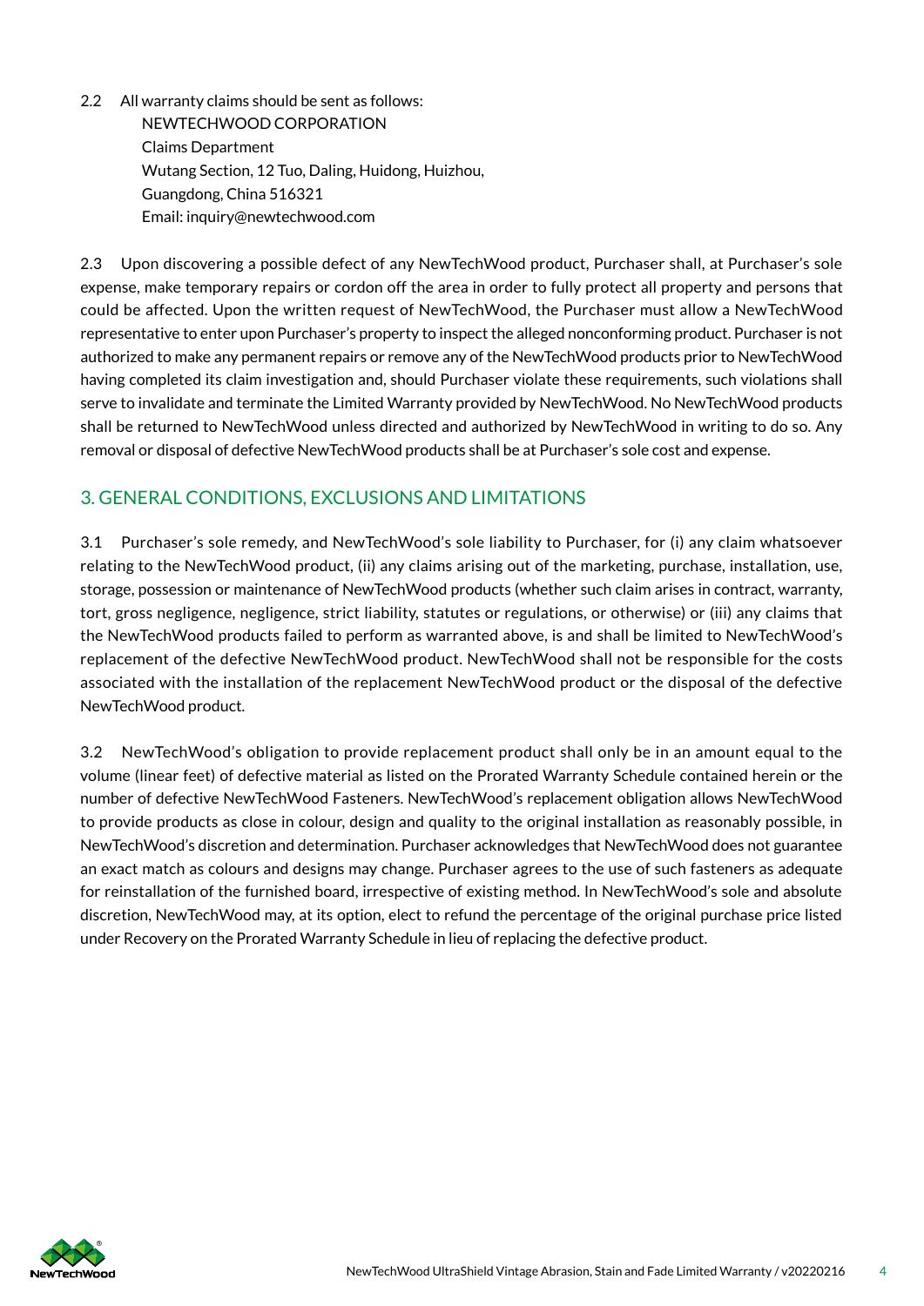2.2 All warranty claims should be sent as follows:

NEWTECHWOOD CORPORATION
Claims Department
Wutang Section, 12 Tuo, Daling, Huidong, Huizhou,
Guangdong, China 516321
Email: inquiry@newtechwood.com

2.3 Upon discovering a possible defect of any NewTechWood product, Purchaser shall, at Purchaser's sole expense, make temporary repairs or cordon off the area in order to fully protect all property and persons that could be affected. Upon the written request of NewTechWood, the Purchaser must allow a NewTechWood representative to enter upon Purchaser's property to inspect the alleged nonconforming product. Purchaser is not authorized to make any permanent repairs or remove any of the NewTechWood products prior to NewTechWood having completed its claim investigation and, should Purchaser violate these requirements, such violations shall serve to invalidate and terminate the Limited Warranty provided by NewTechWood. No NewTechWood products shall be returned to NewTechWood unless directed and authorized by NewTechWood in writing to do so. Any removal or disposal of defective NewTechWood products shall be at Purchaser's sole cost and expense.

## 3. GENERAL CONDITIONS, EXCLUSIONS AND LIMITATIONS

3.1 Purchaser's sole remedy, and NewTechWood's sole liability to Purchaser, for (i) any claim whatsoever relating to the NewTechWood product, (ii) any claims arising out of the marketing, purchase, installation, use, storage, possession or maintenance of NewTechWood products (whether such claim arises in contract, warranty, tort, gross negligence, negligence, strict liability, statutes or regulations, or otherwise) or (iii) any claims that the NewTechWood products failed to perform as warranted above, is and shall be limited to NewTechWood's replacement of the defective NewTechWood product. NewTechWood shall not be responsible for the costs associated with the installation of the replacement NewTechWood product or the disposal of the defective NewTechWood product.

3.2 NewTechWood's obligation to provide replacement product shall only be in an amount equal to the volume (linear feet) of defective material as listed on the Prorated Warranty Schedule contained herein or the number of defective NewTechWood Fasteners. NewTechWood's replacement obligation allows NewTechWood to provide products as close in colour, design and quality to the original installation as reasonably possible, in NewTechWood's discretion and determination. Purchaser acknowledges that NewTechWood does not guarantee an exact match as colours and designs may change. Purchaser agrees to the use of such fasteners as adequate for reinstallation of the furnished board, irrespective of existing method. In NewTechWood's sole and absolute discretion, NewTechWood may, at its option, elect to refund the percentage of the original purchase price listed under Recovery on the Prorated Warranty Schedule in lieu of replacing the defective product.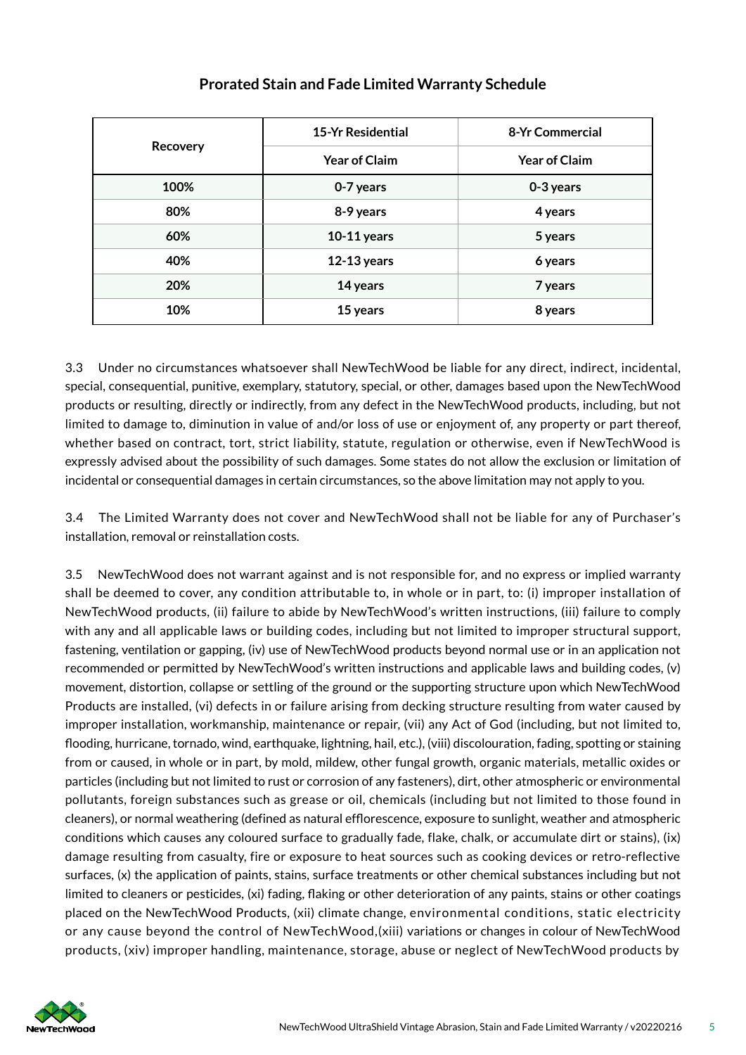## Prorated Stain and Fade Limited Warranty Schedule

| Recovery | 15-Yr Residential | 8-Yr Commercial |
|---|---|---|
| | Year of Claim | Year of Claim |
| 100% | 0-7 years | 0-3 years |
| 80% | 8-9 years | 4 years |
| 60% | 10-11 years | 5 years |
| 40% | 12-13 years | 6 years |
| 20% | 14 years | 7 years |
| 10% | 15 years | 8 years |

3.3 Under no circumstances whatsoever shall NewTechWood be liable for any direct, indirect, incidental, special, consequential, punitive, exemplary, statutory, special, or other, damages based upon the NewTechWood products or resulting, directly or indirectly, from any defect in the NewTechWood products, including, but not limited to damage to, diminution in value of and/or loss of use or enjoyment of, any property or part thereof, whether based on contract, tort, strict liability, statute, regulation or otherwise, even if NewTechWood is expressly advised about the possibility of such damages. Some states do not allow the exclusion or limitation of incidental or consequential damages in certain circumstances, so the above limitation may not apply to you.

3.4 The Limited Warranty does not cover and NewTechWood shall not be liable for any of Purchaser's installation, removal or reinstallation costs.

3.5 NewTechWood does not warrant against and is not responsible for, and no express or implied warranty shall be deemed to cover, any condition attributable to, in whole or in part, to: (i) improper installation of NewTechWood products, (ii) failure to abide by NewTechWood's written instructions, (iii) failure to comply with any and all applicable laws or building codes, including but not limited to improper structural support, fastening, ventilation or gapping, (iv) use of NewTechWood products beyond normal use or in an application not recommended or permitted by NewTechWood's written instructions and applicable laws and building codes, (v) movement, distortion, collapse or settling of the ground or the supporting structure upon which NewTechWood Products are installed, (vi) defects in or failure arising from decking structure resulting from water caused by improper installation, workmanship, maintenance or repair, (vii) any Act of God (including, but not limited to, flooding, hurricane, tornado, wind, earthquake, lightning, hail, etc.), (viii) discolouration, fading, spotting or staining from or caused, in whole or in part, by mold, mildew, other fungal growth, organic materials, metallic oxides or particles (including but not limited to rust or corrosion of any fasteners), dirt, other atmospheric or environmental pollutants, foreign substances such as grease or oil, chemicals (including but not limited to those found in cleaners), or normal weathering (defined as natural efflorescence, exposure to sunlight, weather and atmospheric conditions which causes any coloured surface to gradually fade, flake, chalk, or accumulate dirt or stains), (ix) damage resulting from casualty, fire or exposure to heat sources such as cooking devices or retro-reflective surfaces, (x) the application of paints, stains, surface treatments or other chemical substances including but not limited to cleaners or pesticides, (xi) fading, flaking or other deterioration of any paints, stains or other coatings placed on the NewTechWood Products, (xii) climate change, environmental conditions, static electricity or any cause beyond the control of NewTechWood,(xiii) variations or changes in colour of NewTechWood products, (xiv) improper handling, maintenance, storage, abuse or neglect of NewTechWood products by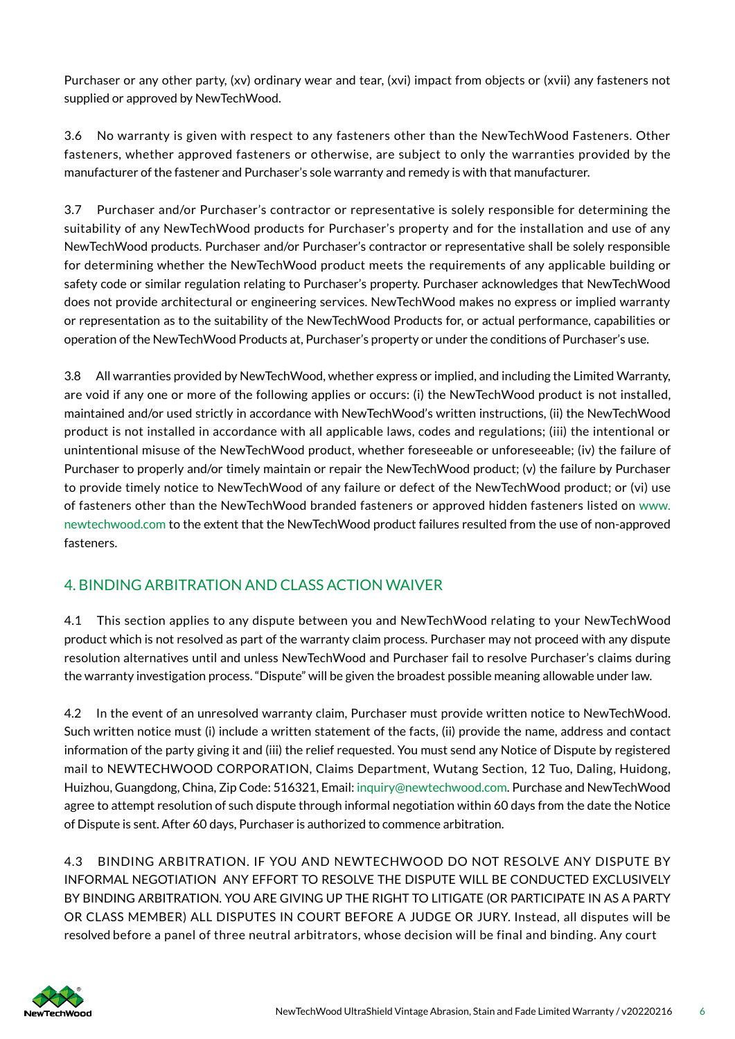Purchaser or any other party, (xv) ordinary wear and tear, (xvi) impact from objects or (xvii) any fasteners not supplied or approved by NewTechWood.

3.6 No warranty is given with respect to any fasteners other than the NewTechWood Fasteners. Other fasteners, whether approved fasteners or otherwise, are subject to only the warranties provided by the manufacturer of the fastener and Purchaser's sole warranty and remedy is with that manufacturer.

3.7 Purchaser and/or Purchaser's contractor or representative is solely responsible for determining the suitability of any NewTechWood products for Purchaser's property and for the installation and use of any NewTechWood products. Purchaser and/or Purchaser's contractor or representative shall be solely responsible for determining whether the NewTechWood product meets the requirements of any applicable building or safety code or similar regulation relating to Purchaser's property. Purchaser acknowledges that NewTechWood does not provide architectural or engineering services. NewTechWood makes no express or implied warranty or representation as to the suitability of the NewTechWood Products for, or actual performance, capabilities or operation of the NewTechWood Products at, Purchaser's property or under the conditions of Purchaser's use.

3.8 All warranties provided by NewTechWood, whether express or implied, and including the Limited Warranty, are void if any one or more of the following applies or occurs: (i) the NewTechWood product is not installed, maintained and/or used strictly in accordance with NewTechWood's written instructions, (ii) the NewTechWood product is not installed in accordance with all applicable laws, codes and regulations; (iii) the intentional or unintentional misuse of the NewTechWood product, whether foreseeable or unforeseeable; (iv) the failure of Purchaser to properly and/or timely maintain or repair the NewTechWood product; (v) the failure by Purchaser to provide timely notice to NewTechWood of any failure or defect of the NewTechWood product; or (vi) use of fasteners other than the NewTechWood branded fasteners or approved hidden fasteners listed on www.newtechwood.com to the extent that the NewTechWood product failures resulted from the use of non-approved fasteners.

## 4. BINDING ARBITRATION AND CLASS ACTION WAIVER

4.1 This section applies to any dispute between you and NewTechWood relating to your NewTechWood product which is not resolved as part of the warranty claim process. Purchaser may not proceed with any dispute resolution alternatives until and unless NewTechWood and Purchaser fail to resolve Purchaser's claims during the warranty investigation process. "Dispute" will be given the broadest possible meaning allowable under law.

4.2 In the event of an unresolved warranty claim, Purchaser must provide written notice to NewTechWood. Such written notice must (i) include a written statement of the facts, (ii) provide the name, address and contact information of the party giving it and (iii) the relief requested. You must send any Notice of Dispute by registered mail to NEWTECHWOOD CORPORATION, Claims Department, Wutang Section, 12 Tuo, Daling, Huidong, Huizhou, Guangdong, China, Zip Code: 516321, Email: inquiry@newtechwood.com. Purchase and NewTechWood agree to attempt resolution of such dispute through informal negotiation within 60 days from the date the Notice of Dispute is sent. After 60 days, Purchaser is authorized to commence arbitration.

4.3 BINDING ARBITRATION. IF YOU AND NEWTECHWOOD DO NOT RESOLVE ANY DISPUTE BY INFORMAL NEGOTIATION ANY EFFORT TO RESOLVE THE DISPUTE WILL BE CONDUCTED EXCLUSIVELY BY BINDING ARBITRATION. YOU ARE GIVING UP THE RIGHT TO LITIGATE (OR PARTICIPATE IN AS A PARTY OR CLASS MEMBER) ALL DISPUTES IN COURT BEFORE A JUDGE OR JURY. Instead, all disputes will be resolved before a panel of three neutral arbitrators, whose decision will be final and binding. Any court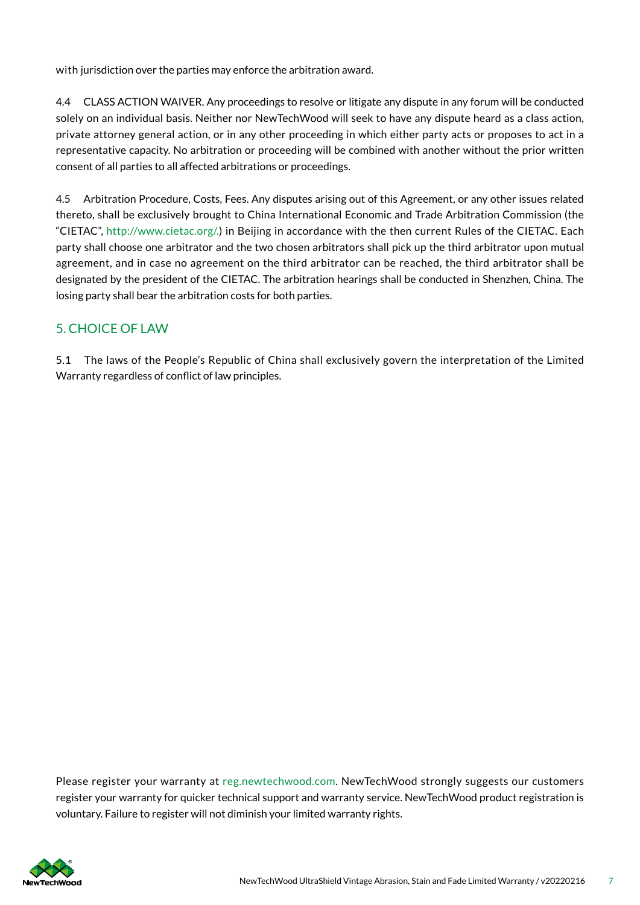with jurisdiction over the parties may enforce the arbitration award.

4.4 CLASS ACTION WAIVER. Any proceedings to resolve or litigate any dispute in any forum will be conducted solely on an individual basis. Neither nor NewTechWood will seek to have any dispute heard as a class action, private attorney general action, or in any other proceeding in which either party acts or proposes to act in a representative capacity. No arbitration or proceeding will be combined with another without the prior written consent of all parties to all affected arbitrations or proceedings.

4.5 Arbitration Procedure, Costs, Fees. Any disputes arising out of this Agreement, or any other issues related thereto, shall be exclusively brought to China International Economic and Trade Arbitration Commission (the "CIETAC", http://www.cietac.org/.) in Beijing in accordance with the then current Rules of the CIETAC. Each party shall choose one arbitrator and the two chosen arbitrators shall pick up the third arbitrator upon mutual agreement, and in case no agreement on the third arbitrator can be reached, the third arbitrator shall be designated by the president of the CIETAC. The arbitration hearings shall be conducted in Shenzhen, China. The losing party shall bear the arbitration costs for both parties.

## 5. CHOICE OF LAW

5.1 The laws of the People's Republic of China shall exclusively govern the interpretation of the Limited Warranty regardless of conflict of law principles.

Please register your warranty at reg.newtechwood.com. NewTechWood strongly suggests our customers register your warranty for quicker technical support and warranty service. NewTechWood product registration is voluntary. Failure to register will not diminish your limited warranty rights.